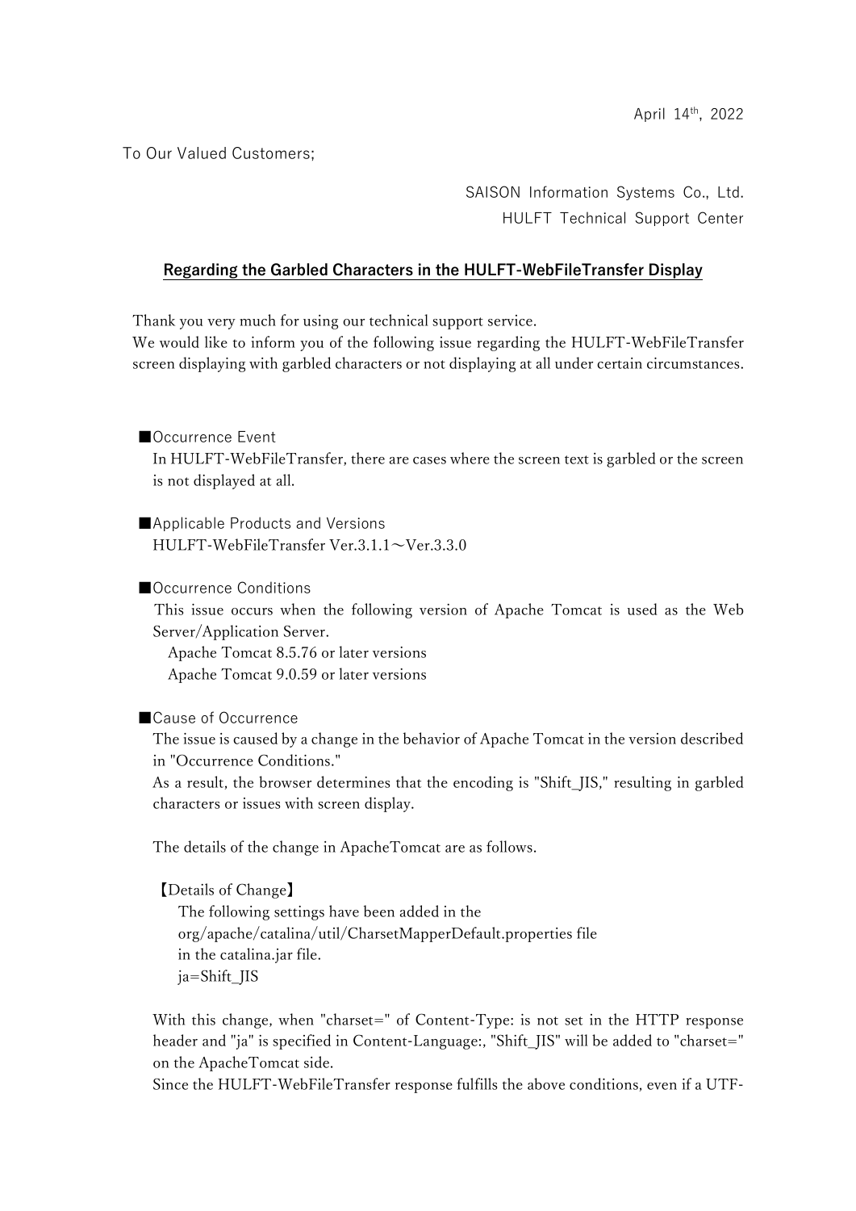April 14th, 2022

To Our Valued Customers;

SAISON Information Systems Co., Ltd.
HULFT Technical Support Center

## Regarding the Garbled Characters in the HULFT-WebFileTransfer Display

Thank you very much for using our technical support service.
We would like to inform you of the following issue regarding the HULFT-WebFileTransfer screen displaying with garbled characters or not displaying at all under certain circumstances.

### ■Occurrence Event

In HULFT-WebFileTransfer, there are cases where the screen text is garbled or the screen is not displayed at all.

### ■Applicable Products and Versions

HULFT-WebFileTransfer Ver.3.1.1～Ver.3.3.0

### ■Occurrence Conditions

This issue occurs when the following version of Apache Tomcat is used as the Web Server/Application Server.

Apache Tomcat 8.5.76 or later versions
Apache Tomcat 9.0.59 or later versions

### ■Cause of Occurrence

The issue is caused by a change in the behavior of Apache Tomcat in the version described in "Occurrence Conditions."
As a result, the browser determines that the encoding is "Shift_JIS," resulting in garbled characters or issues with screen display.

The details of the change in ApacheTomcat are as follows.

【Details of Change】

The following settings have been added in the
org/apache/catalina/util/CharsetMapperDefault.properties file
in the catalina.jar file.
ja=Shift_JIS

With this change, when "charset=" of Content-Type: is not set in the HTTP response header and "ja" is specified in Content-Language:, "Shift_JIS" will be added to "charset=" on the ApacheTomcat side.
Since the HULFT-WebFileTransfer response fulfills the above conditions, even if a UTF-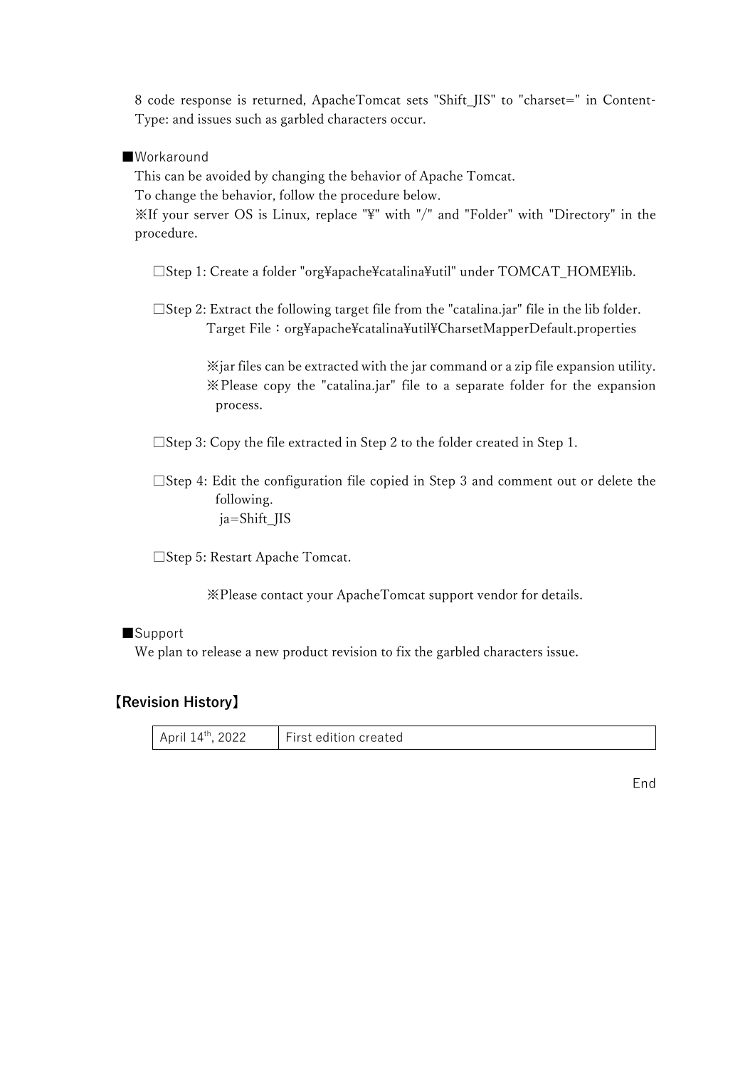8 code response is returned, ApacheTomcat sets "Shift_JIS" to "charset=" in Content-Type: and issues such as garbled characters occur.

■Workaround

This can be avoided by changing the behavior of Apache Tomcat.
To change the behavior, follow the procedure below.
※If your server OS is Linux, replace "¥" with "/" and "Folder" with "Directory" in the procedure.

□Step 1: Create a folder "org¥apache¥catalina¥util" under TOMCAT_HOME¥lib.

□Step 2: Extract the following target file from the "catalina.jar" file in the lib folder.
Target File：org¥apache¥catalina¥util¥CharsetMapperDefault.properties

※jar files can be extracted with the jar command or a zip file expansion utility.
※Please copy the "catalina.jar" file to a separate folder for the expansion process.

□Step 3: Copy the file extracted in Step 2 to the folder created in Step 1.

□Step 4: Edit the configuration file copied in Step 3 and comment out or delete the following.
ja=Shift_JIS

□Step 5: Restart Apache Tomcat.

※Please contact your ApacheTomcat support vendor for details.

■Support

We plan to release a new product revision to fix the garbled characters issue.

## 【Revision History】

| | |
|---|---|
| April 14th, 2022 | First edition created |

End